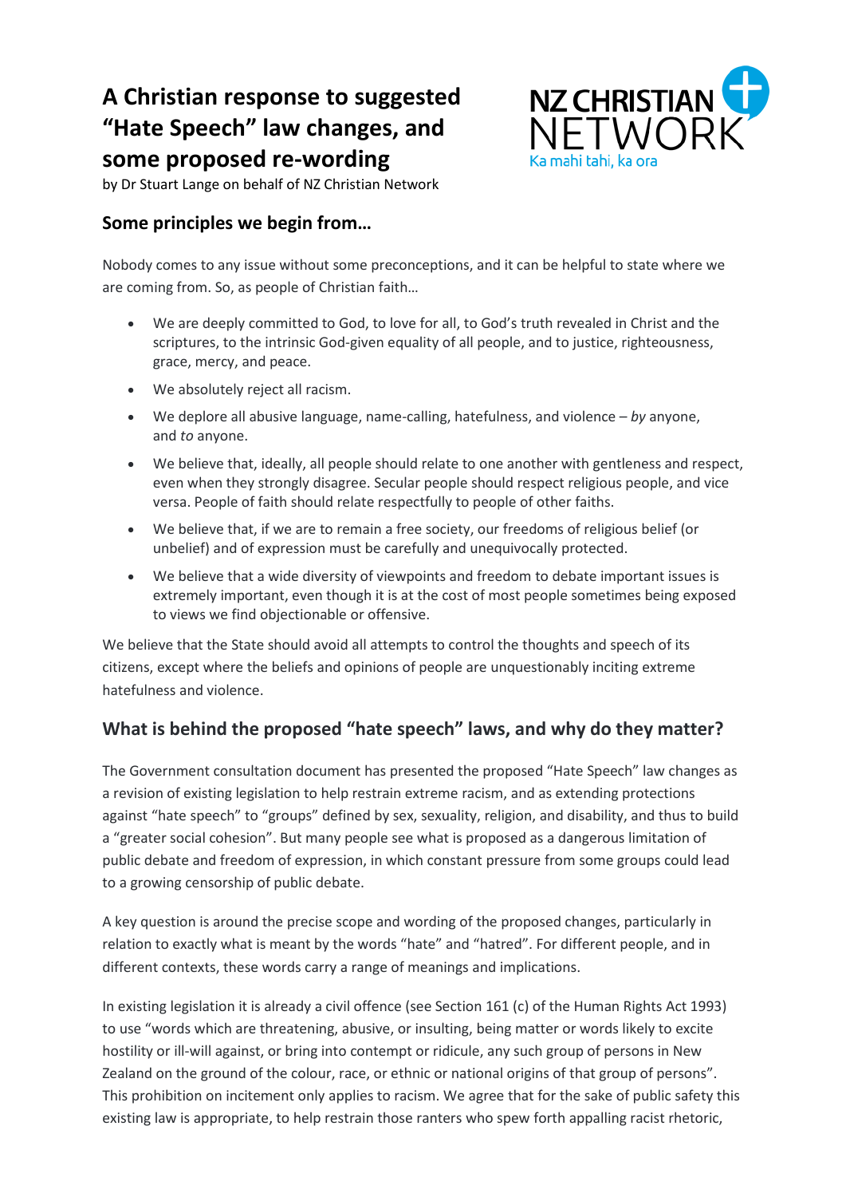# A Christian response to suggested "Hate Speech" law changes, and some proposed re-wording

by Dr Stuart Lange on behalf of NZ Christian Network

NZ CHRISTIAN NETWORK
Ka mahi tahi, ka ora

## Some principles we begin from…

Nobody comes to any issue without some preconceptions, and it can be helpful to state where we are coming from. So, as people of Christian faith…

- We are deeply committed to God, to love for all, to God's truth revealed in Christ and the scriptures, to the intrinsic God-given equality of all people, and to justice, righteousness, grace, mercy, and peace.
- We absolutely reject all racism.
- We deplore all abusive language, name-calling, hatefulness, and violence – *by* anyone, and *to* anyone.
- We believe that, ideally, all people should relate to one another with gentleness and respect, even when they strongly disagree. Secular people should respect religious people, and vice versa. People of faith should relate respectfully to people of other faiths.
- We believe that, if we are to remain a free society, our freedoms of religious belief (or unbelief) and of expression must be carefully and unequivocally protected.
- We believe that a wide diversity of viewpoints and freedom to debate important issues is extremely important, even though it is at the cost of most people sometimes being exposed to views we find objectionable or offensive.

We believe that the State should avoid all attempts to control the thoughts and speech of its citizens, except where the beliefs and opinions of people are unquestionably inciting extreme hatefulness and violence.

## What is behind the proposed "hate speech" laws, and why do they matter?

The Government consultation document has presented the proposed "Hate Speech" law changes as a revision of existing legislation to help restrain extreme racism, and as extending protections against "hate speech" to "groups" defined by sex, sexuality, religion, and disability, and thus to build a "greater social cohesion". But many people see what is proposed as a dangerous limitation of public debate and freedom of expression, in which constant pressure from some groups could lead to a growing censorship of public debate.

A key question is around the precise scope and wording of the proposed changes, particularly in relation to exactly what is meant by the words "hate" and "hatred". For different people, and in different contexts, these words carry a range of meanings and implications.

In existing legislation it is already a civil offence (see Section 161 (c) of the Human Rights Act 1993) to use "words which are threatening, abusive, or insulting, being matter or words likely to excite hostility or ill-will against, or bring into contempt or ridicule, any such group of persons in New Zealand on the ground of the colour, race, or ethnic or national origins of that group of persons". This prohibition on incitement only applies to racism. We agree that for the sake of public safety this existing law is appropriate, to help restrain those ranters who spew forth appalling racist rhetoric,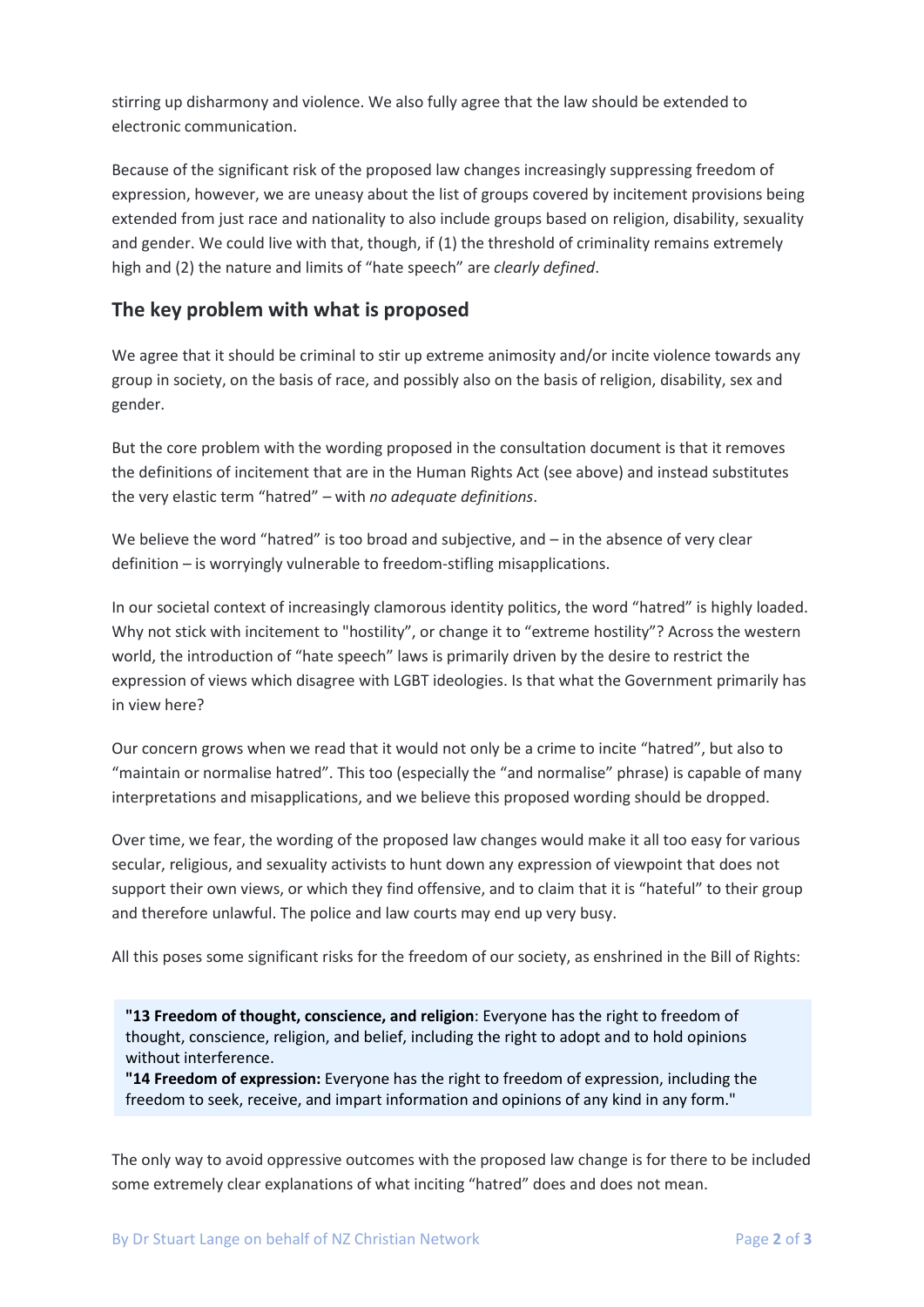stirring up disharmony and violence. We also fully agree that the law should be extended to electronic communication.

Because of the significant risk of the proposed law changes increasingly suppressing freedom of expression, however, we are uneasy about the list of groups covered by incitement provisions being extended from just race and nationality to also include groups based on religion, disability, sexuality and gender. We could live with that, though, if (1) the threshold of criminality remains extremely high and (2) the nature and limits of "hate speech" are *clearly defined*.

## The key problem with what is proposed

We agree that it should be criminal to stir up extreme animosity and/or incite violence towards any group in society, on the basis of race, and possibly also on the basis of religion, disability, sex and gender.

But the core problem with the wording proposed in the consultation document is that it removes the definitions of incitement that are in the Human Rights Act (see above) and instead substitutes the very elastic term "hatred" – with *no adequate definitions*.

We believe the word "hatred" is too broad and subjective, and – in the absence of very clear definition – is worryingly vulnerable to freedom-stifling misapplications.

In our societal context of increasingly clamorous identity politics, the word "hatred" is highly loaded. Why not stick with incitement to "hostility", or change it to "extreme hostility"? Across the western world, the introduction of "hate speech" laws is primarily driven by the desire to restrict the expression of views which disagree with LGBT ideologies. Is that what the Government primarily has in view here?

Our concern grows when we read that it would not only be a crime to incite "hatred", but also to "maintain or normalise hatred". This too (especially the "and normalise" phrase) is capable of many interpretations and misapplications, and we believe this proposed wording should be dropped.

Over time, we fear, the wording of the proposed law changes would make it all too easy for various secular, religious, and sexuality activists to hunt down any expression of viewpoint that does not support their own views, or which they find offensive, and to claim that it is "hateful" to their group and therefore unlawful. The police and law courts may end up very busy.

All this poses some significant risks for the freedom of our society, as enshrined in the Bill of Rights:

> **"13 Freedom of thought, conscience, and religion**: Everyone has the right to freedom of thought, conscience, religion, and belief, including the right to adopt and to hold opinions without interference.
> **"14 Freedom of expression:** Everyone has the right to freedom of expression, including the freedom to seek, receive, and impart information and opinions of any kind in any form."

The only way to avoid oppressive outcomes with the proposed law change is for there to be included some extremely clear explanations of what inciting "hatred" does and does not mean.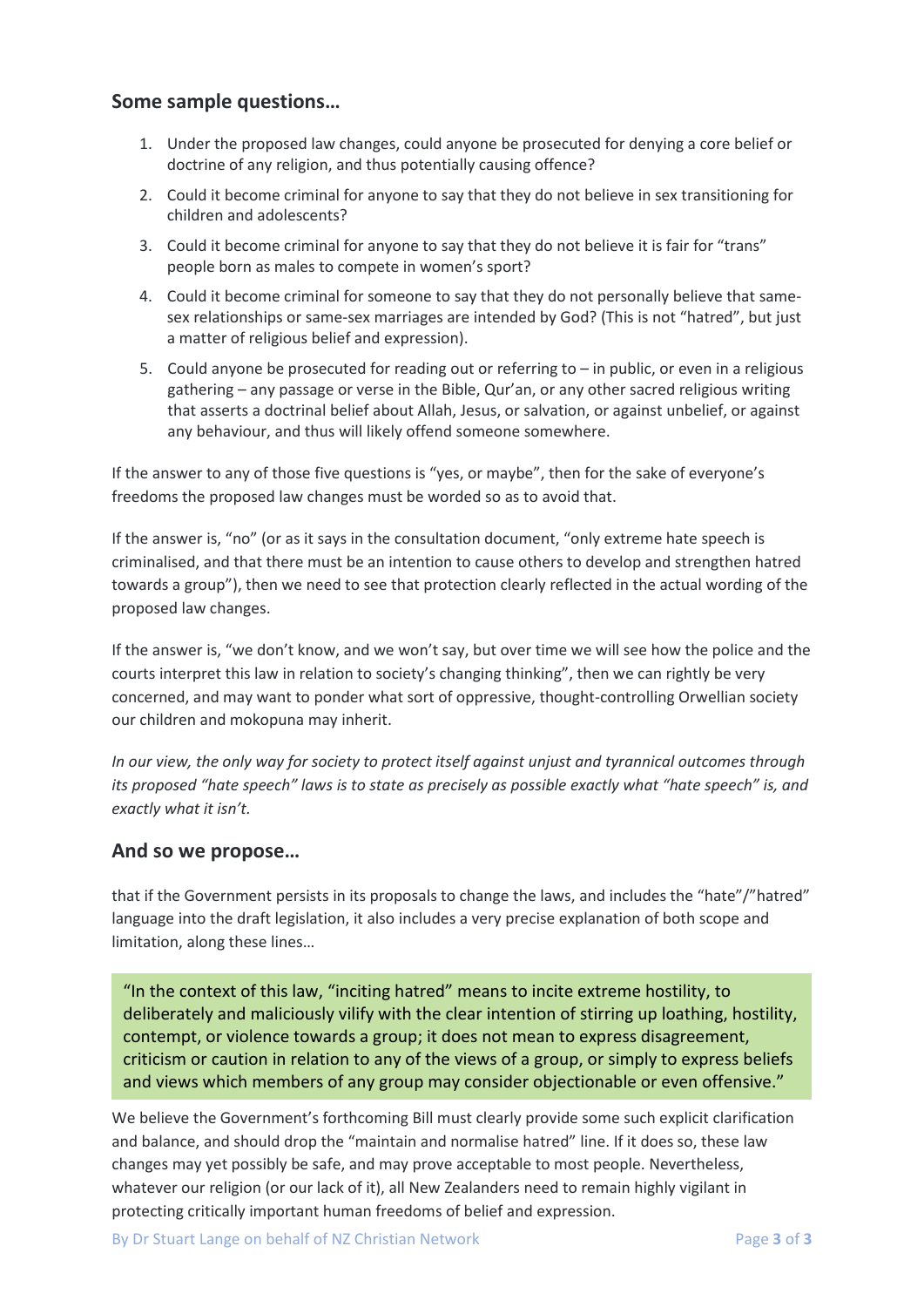## Some sample questions…

1. Under the proposed law changes, could anyone be prosecuted for denying a core belief or doctrine of any religion, and thus potentially causing offence?
2. Could it become criminal for anyone to say that they do not believe in sex transitioning for children and adolescents?
3. Could it become criminal for anyone to say that they do not believe it is fair for "trans" people born as males to compete in women's sport?
4. Could it become criminal for someone to say that they do not personally believe that same-sex relationships or same-sex marriages are intended by God? (This is not "hatred", but just a matter of religious belief and expression).
5. Could anyone be prosecuted for reading out or referring to – in public, or even in a religious gathering – any passage or verse in the Bible, Qur'an, or any other sacred religious writing that asserts a doctrinal belief about Allah, Jesus, or salvation, or against unbelief, or against any behaviour, and thus will likely offend someone somewhere.

If the answer to any of those five questions is "yes, or maybe", then for the sake of everyone's freedoms the proposed law changes must be worded so as to avoid that.

If the answer is, "no" (or as it says in the consultation document, "only extreme hate speech is criminalised, and that there must be an intention to cause others to develop and strengthen hatred towards a group"), then we need to see that protection clearly reflected in the actual wording of the proposed law changes.

If the answer is, "we don't know, and we won't say, but over time we will see how the police and the courts interpret this law in relation to society's changing thinking", then we can rightly be very concerned, and may want to ponder what sort of oppressive, thought-controlling Orwellian society our children and mokopuna may inherit.

*In our view, the only way for society to protect itself against unjust and tyrannical outcomes through its proposed "hate speech" laws is to state as precisely as possible exactly what "hate speech" is, and exactly what it isn't.*

## And so we propose…

that if the Government persists in its proposals to change the laws, and includes the "hate"/"hatred" language into the draft legislation, it also includes a very precise explanation of both scope and limitation, along these lines…

> "In the context of this law, "inciting hatred" means to incite extreme hostility, to deliberately and maliciously vilify with the clear intention of stirring up loathing, hostility, contempt, or violence towards a group; it does not mean to express disagreement, criticism or caution in relation to any of the views of a group, or simply to express beliefs and views which members of any group may consider objectionable or even offensive."

We believe the Government's forthcoming Bill must clearly provide some such explicit clarification and balance, and should drop the "maintain and normalise hatred" line. If it does so, these law changes may yet possibly be safe, and may prove acceptable to most people. Nevertheless, whatever our religion (or our lack of it), all New Zealanders need to remain highly vigilant in protecting critically important human freedoms of belief and expression.

By Dr Stuart Lange on behalf of NZ Christian Network